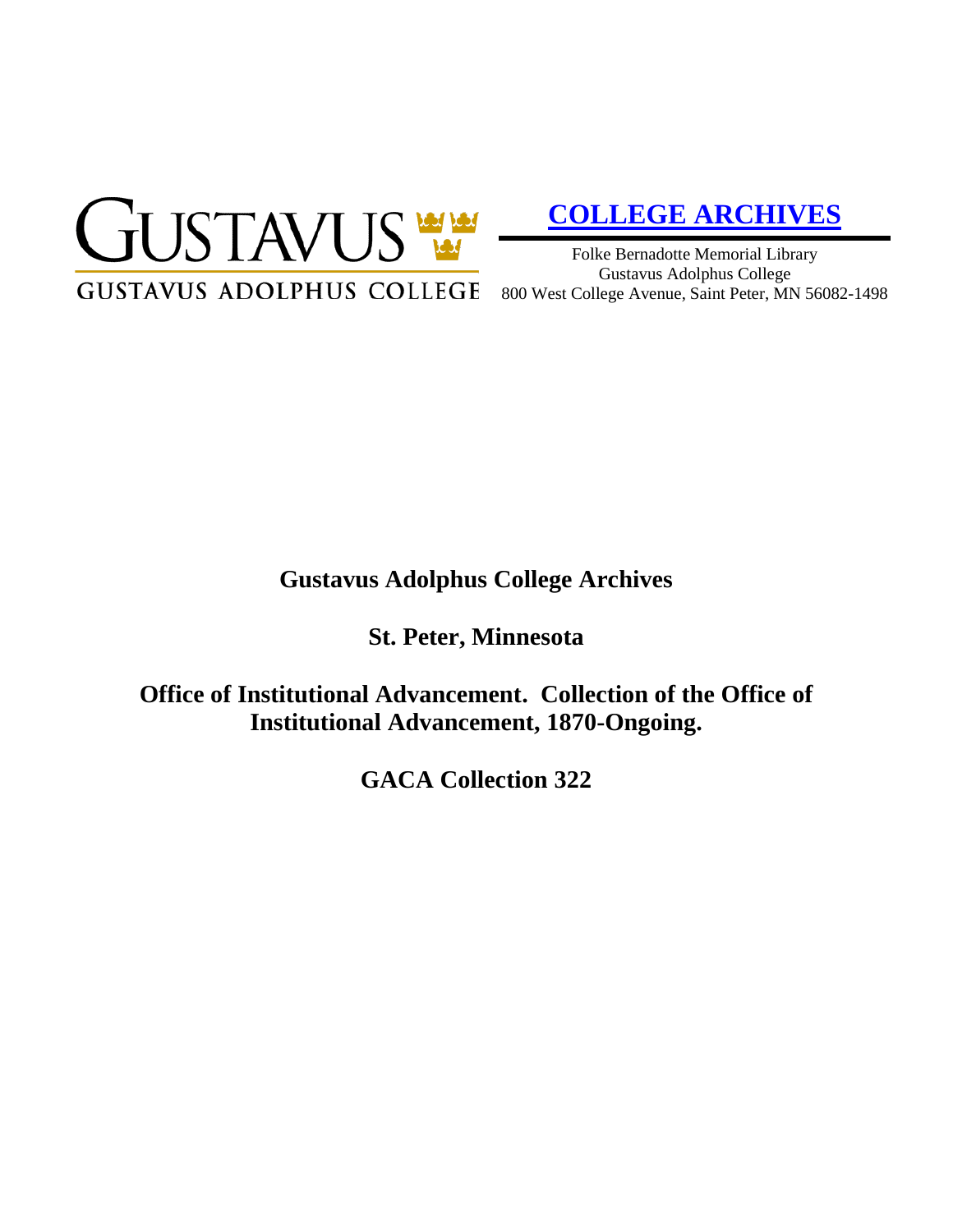GUSTAVUS
GUSTAVUS ADOLPHUS COLLEGE

**[COLLEGE ARCHIVES]**

Folke Bernadotte Memorial Library
Gustavus Adolphus College
800 West College Avenue, Saint Peter, MN 56082-1498

# Gustavus Adolphus College Archives

## St. Peter, Minnesota

## Office of Institutional Advancement. Collection of the Office of Institutional Advancement, 1870-Ongoing.

## GACA Collection 322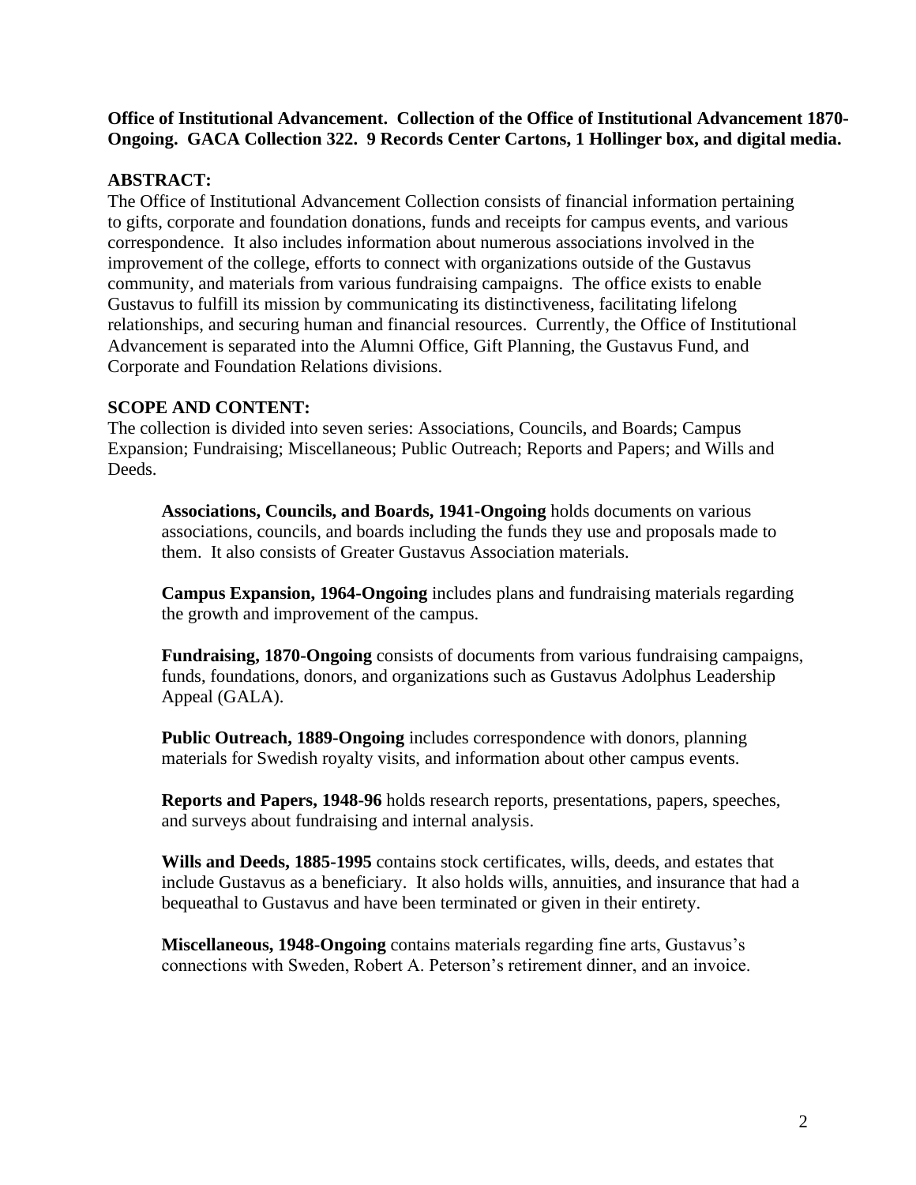**Office of Institutional Advancement. Collection of the Office of Institutional Advancement 1870-Ongoing. GACA Collection 322. 9 Records Center Cartons, 1 Hollinger box, and digital media.**

## ABSTRACT:

The Office of Institutional Advancement Collection consists of financial information pertaining to gifts, corporate and foundation donations, funds and receipts for campus events, and various correspondence. It also includes information about numerous associations involved in the improvement of the college, efforts to connect with organizations outside of the Gustavus community, and materials from various fundraising campaigns. The office exists to enable Gustavus to fulfill its mission by communicating its distinctiveness, facilitating lifelong relationships, and securing human and financial resources. Currently, the Office of Institutional Advancement is separated into the Alumni Office, Gift Planning, the Gustavus Fund, and Corporate and Foundation Relations divisions.

## SCOPE AND CONTENT:

The collection is divided into seven series: Associations, Councils, and Boards; Campus Expansion; Fundraising; Miscellaneous; Public Outreach; Reports and Papers; and Wills and Deeds.

> **Associations, Councils, and Boards, 1941-Ongoing** holds documents on various associations, councils, and boards including the funds they use and proposals made to them. It also consists of Greater Gustavus Association materials.
>
> **Campus Expansion, 1964-Ongoing** includes plans and fundraising materials regarding the growth and improvement of the campus.
>
> **Fundraising, 1870-Ongoing** consists of documents from various fundraising campaigns, funds, foundations, donors, and organizations such as Gustavus Adolphus Leadership Appeal (GALA).
>
> **Public Outreach, 1889-Ongoing** includes correspondence with donors, planning materials for Swedish royalty visits, and information about other campus events.
>
> **Reports and Papers, 1948-96** holds research reports, presentations, papers, speeches, and surveys about fundraising and internal analysis.
>
> **Wills and Deeds, 1885-1995** contains stock certificates, wills, deeds, and estates that include Gustavus as a beneficiary. It also holds wills, annuities, and insurance that had a bequeathal to Gustavus and have been terminated or given in their entirety.
>
> **Miscellaneous, 1948-Ongoing** contains materials regarding fine arts, Gustavus's connections with Sweden, Robert A. Peterson's retirement dinner, and an invoice.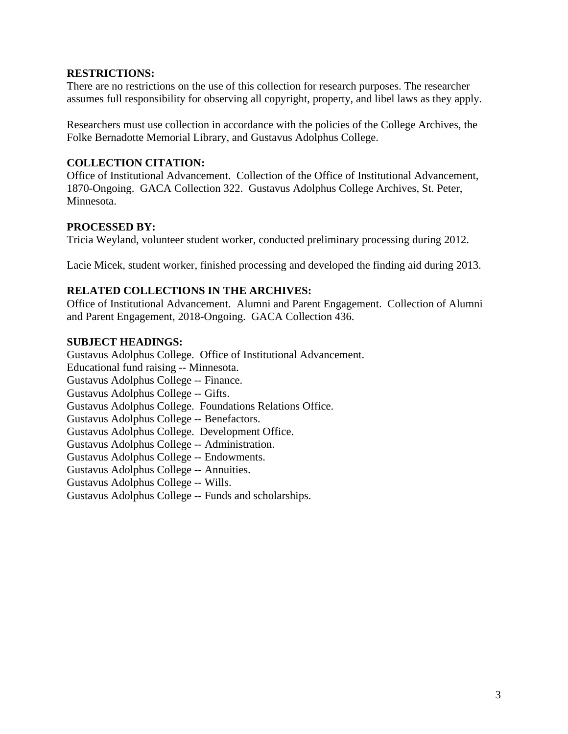**RESTRICTIONS:**
There are no restrictions on the use of this collection for research purposes. The researcher assumes full responsibility for observing all copyright, property, and libel laws as they apply.

Researchers must use collection in accordance with the policies of the College Archives, the Folke Bernadotte Memorial Library, and Gustavus Adolphus College.

**COLLECTION CITATION:**
Office of Institutional Advancement. Collection of the Office of Institutional Advancement, 1870-Ongoing. GACA Collection 322. Gustavus Adolphus College Archives, St. Peter, Minnesota.

**PROCESSED BY:**
Tricia Weyland, volunteer student worker, conducted preliminary processing during 2012.

Lacie Micek, student worker, finished processing and developed the finding aid during 2013.

**RELATED COLLECTIONS IN THE ARCHIVES:**
Office of Institutional Advancement. Alumni and Parent Engagement. Collection of Alumni and Parent Engagement, 2018-Ongoing. GACA Collection 436.

**SUBJECT HEADINGS:**
Gustavus Adolphus College. Office of Institutional Advancement.
Educational fund raising -- Minnesota.
Gustavus Adolphus College -- Finance.
Gustavus Adolphus College -- Gifts.
Gustavus Adolphus College. Foundations Relations Office.
Gustavus Adolphus College -- Benefactors.
Gustavus Adolphus College. Development Office.
Gustavus Adolphus College -- Administration.
Gustavus Adolphus College -- Endowments.
Gustavus Adolphus College -- Annuities.
Gustavus Adolphus College -- Wills.
Gustavus Adolphus College -- Funds and scholarships.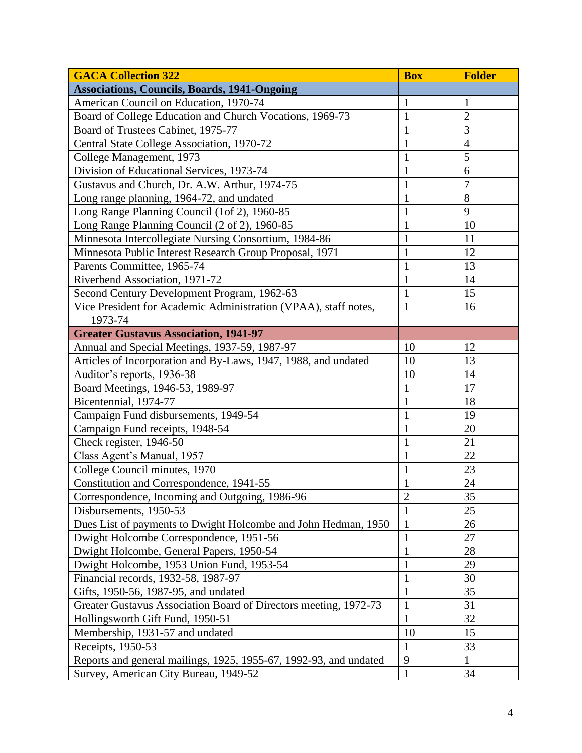| GACA Collection 322 | Box | Folder |
|---|---|---|
| **Associations, Councils, Boards, 1941-Ongoing** | | |
| American Council on Education, 1970-74 | 1 | 1 |
| Board of College Education and Church Vocations, 1969-73 | 1 | 2 |
| Board of Trustees Cabinet, 1975-77 | 1 | 3 |
| Central State College Association, 1970-72 | 1 | 4 |
| College Management, 1973 | 1 | 5 |
| Division of Educational Services, 1973-74 | 1 | 6 |
| Gustavus and Church, Dr. A.W. Arthur, 1974-75 | 1 | 7 |
| Long range planning, 1964-72, and undated | 1 | 8 |
| Long Range Planning Council (1of 2), 1960-85 | 1 | 9 |
| Long Range Planning Council (2 of 2), 1960-85 | 1 | 10 |
| Minnesota Intercollegiate Nursing Consortium, 1984-86 | 1 | 11 |
| Minnesota Public Interest Research Group Proposal, 1971 | 1 | 12 |
| Parents Committee, 1965-74 | 1 | 13 |
| Riverbend Association, 1971-72 | 1 | 14 |
| Second Century Development Program, 1962-63 | 1 | 15 |
| Vice President for Academic Administration (VPAA), staff notes, 1973-74 | 1 | 16 |
| **Greater Gustavus Association, 1941-97** | | |
| Annual and Special Meetings, 1937-59, 1987-97 | 10 | 12 |
| Articles of Incorporation and By-Laws, 1947, 1988, and undated | 10 | 13 |
| Auditor's reports, 1936-38 | 10 | 14 |
| Board Meetings, 1946-53, 1989-97 | 1 | 17 |
| Bicentennial, 1974-77 | 1 | 18 |
| Campaign Fund disbursements, 1949-54 | 1 | 19 |
| Campaign Fund receipts, 1948-54 | 1 | 20 |
| Check register, 1946-50 | 1 | 21 |
| Class Agent's Manual, 1957 | 1 | 22 |
| College Council minutes, 1970 | 1 | 23 |
| Constitution and Correspondence, 1941-55 | 1 | 24 |
| Correspondence, Incoming and Outgoing, 1986-96 | 2 | 35 |
| Disbursements, 1950-53 | 1 | 25 |
| Dues List of payments to Dwight Holcombe and John Hedman, 1950 | 1 | 26 |
| Dwight Holcombe Correspondence, 1951-56 | 1 | 27 |
| Dwight Holcombe, General Papers, 1950-54 | 1 | 28 |
| Dwight Holcombe, 1953 Union Fund, 1953-54 | 1 | 29 |
| Financial records, 1932-58, 1987-97 | 1 | 30 |
| Gifts, 1950-56, 1987-95, and undated | 1 | 35 |
| Greater Gustavus Association Board of Directors meeting, 1972-73 | 1 | 31 |
| Hollingsworth Gift Fund, 1950-51 | 1 | 32 |
| Membership, 1931-57 and undated | 10 | 15 |
| Receipts, 1950-53 | 1 | 33 |
| Reports and general mailings, 1925, 1955-67, 1992-93, and undated | 9 | 1 |
| Survey, American City Bureau, 1949-52 | 1 | 34 |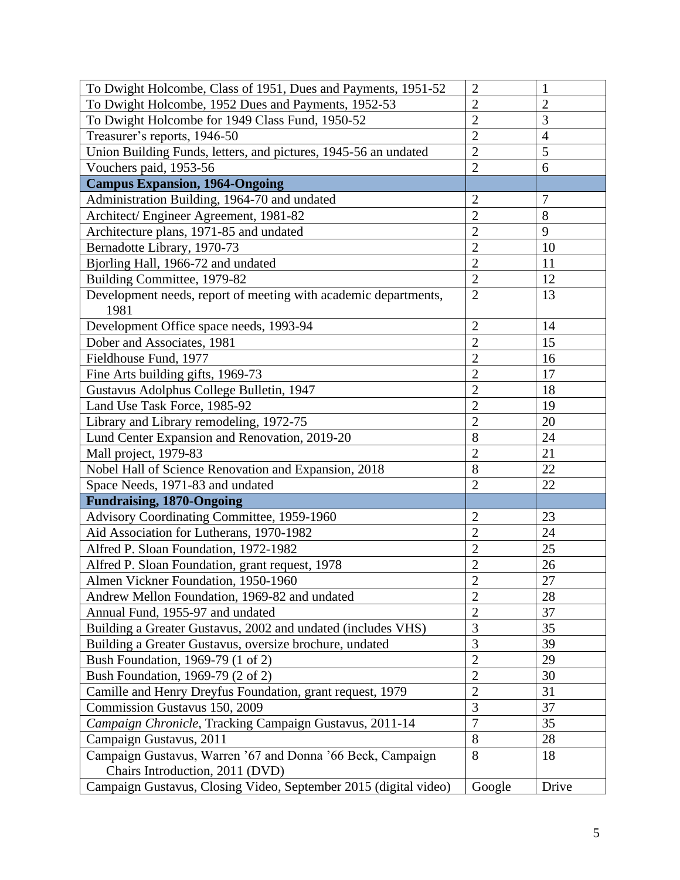| | | |
|---|---|---|
| To Dwight Holcombe, Class of 1951, Dues and Payments, 1951-52 | 2 | 1 |
| To Dwight Holcombe, 1952 Dues and Payments, 1952-53 | 2 | 2 |
| To Dwight Holcombe for 1949 Class Fund, 1950-52 | 2 | 3 |
| Treasurer's reports, 1946-50 | 2 | 4 |
| Union Building Funds, letters, and pictures, 1945-56 an undated | 2 | 5 |
| Vouchers paid, 1953-56 | 2 | 6 |
| **Campus Expansion, 1964-Ongoing** | | |
| Administration Building, 1964-70 and undated | 2 | 7 |
| Architect/ Engineer Agreement, 1981-82 | 2 | 8 |
| Architecture plans, 1971-85 and undated | 2 | 9 |
| Bernadotte Library, 1970-73 | 2 | 10 |
| Bjorling Hall, 1966-72 and undated | 2 | 11 |
| Building Committee, 1979-82 | 2 | 12 |
| Development needs, report of meeting with academic departments, 1981 | 2 | 13 |
| Development Office space needs, 1993-94 | 2 | 14 |
| Dober and Associates, 1981 | 2 | 15 |
| Fieldhouse Fund, 1977 | 2 | 16 |
| Fine Arts building gifts, 1969-73 | 2 | 17 |
| Gustavus Adolphus College Bulletin, 1947 | 2 | 18 |
| Land Use Task Force, 1985-92 | 2 | 19 |
| Library and Library remodeling, 1972-75 | 2 | 20 |
| Lund Center Expansion and Renovation, 2019-20 | 8 | 24 |
| Mall project, 1979-83 | 2 | 21 |
| Nobel Hall of Science Renovation and Expansion, 2018 | 8 | 22 |
| Space Needs, 1971-83 and undated | 2 | 22 |
| **Fundraising, 1870-Ongoing** | | |
| Advisory Coordinating Committee, 1959-1960 | 2 | 23 |
| Aid Association for Lutherans, 1970-1982 | 2 | 24 |
| Alfred P. Sloan Foundation, 1972-1982 | 2 | 25 |
| Alfred P. Sloan Foundation, grant request, 1978 | 2 | 26 |
| Almen Vickner Foundation, 1950-1960 | 2 | 27 |
| Andrew Mellon Foundation, 1969-82 and undated | 2 | 28 |
| Annual Fund, 1955-97 and undated | 2 | 37 |
| Building a Greater Gustavus, 2002 and undated (includes VHS) | 3 | 35 |
| Building a Greater Gustavus, oversize brochure, undated | 3 | 39 |
| Bush Foundation, 1969-79 (1 of 2) | 2 | 29 |
| Bush Foundation, 1969-79 (2 of 2) | 2 | 30 |
| Camille and Henry Dreyfus Foundation, grant request, 1979 | 2 | 31 |
| Commission Gustavus 150, 2009 | 3 | 37 |
| *Campaign Chronicle*, Tracking Campaign Gustavus, 2011-14 | 7 | 35 |
| Campaign Gustavus, 2011 | 8 | 28 |
| Campaign Gustavus, Warren '67 and Donna '66 Beck, Campaign Chairs Introduction, 2011 (DVD) | 8 | 18 |
| Campaign Gustavus, Closing Video, September 2015 (digital video) | Google | Drive |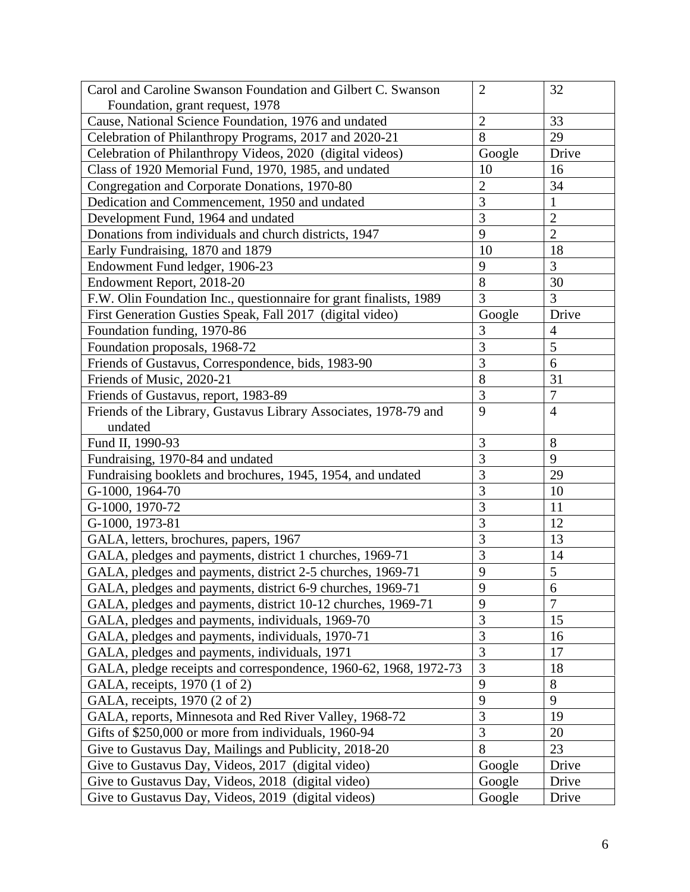| | | |
|---|---|---|
| Carol and Caroline Swanson Foundation and Gilbert C. Swanson Foundation, grant request, 1978 | 2 | 32 |
| Cause, National Science Foundation, 1976 and undated | 2 | 33 |
| Celebration of Philanthropy Programs, 2017 and 2020-21 | 8 | 29 |
| Celebration of Philanthropy Videos, 2020 (digital videos) | Google | Drive |
| Class of 1920 Memorial Fund, 1970, 1985, and undated | 10 | 16 |
| Congregation and Corporate Donations, 1970-80 | 2 | 34 |
| Dedication and Commencement, 1950 and undated | 3 | 1 |
| Development Fund, 1964 and undated | 3 | 2 |
| Donations from individuals and church districts, 1947 | 9 | 2 |
| Early Fundraising, 1870 and 1879 | 10 | 18 |
| Endowment Fund ledger, 1906-23 | 9 | 3 |
| Endowment Report, 2018-20 | 8 | 30 |
| F.W. Olin Foundation Inc., questionnaire for grant finalists, 1989 | 3 | 3 |
| First Generation Gusties Speak, Fall 2017 (digital video) | Google | Drive |
| Foundation funding, 1970-86 | 3 | 4 |
| Foundation proposals, 1968-72 | 3 | 5 |
| Friends of Gustavus, Correspondence, bids, 1983-90 | 3 | 6 |
| Friends of Music, 2020-21 | 8 | 31 |
| Friends of Gustavus, report, 1983-89 | 3 | 7 |
| Friends of the Library, Gustavus Library Associates, 1978-79 and undated | 9 | 4 |
| Fund II, 1990-93 | 3 | 8 |
| Fundraising, 1970-84 and undated | 3 | 9 |
| Fundraising booklets and brochures, 1945, 1954, and undated | 3 | 29 |
| G-1000, 1964-70 | 3 | 10 |
| G-1000, 1970-72 | 3 | 11 |
| G-1000, 1973-81 | 3 | 12 |
| GALA, letters, brochures, papers, 1967 | 3 | 13 |
| GALA, pledges and payments, district 1 churches, 1969-71 | 3 | 14 |
| GALA, pledges and payments, district 2-5 churches, 1969-71 | 9 | 5 |
| GALA, pledges and payments, district 6-9 churches, 1969-71 | 9 | 6 |
| GALA, pledges and payments, district 10-12 churches, 1969-71 | 9 | 7 |
| GALA, pledges and payments, individuals, 1969-70 | 3 | 15 |
| GALA, pledges and payments, individuals, 1970-71 | 3 | 16 |
| GALA, pledges and payments, individuals, 1971 | 3 | 17 |
| GALA, pledge receipts and correspondence, 1960-62, 1968, 1972-73 | 3 | 18 |
| GALA, receipts, 1970 (1 of 2) | 9 | 8 |
| GALA, receipts, 1970 (2 of 2) | 9 | 9 |
| GALA, reports, Minnesota and Red River Valley, 1968-72 | 3 | 19 |
| Gifts of $250,000 or more from individuals, 1960-94 | 3 | 20 |
| Give to Gustavus Day, Mailings and Publicity, 2018-20 | 8 | 23 |
| Give to Gustavus Day, Videos, 2017 (digital video) | Google | Drive |
| Give to Gustavus Day, Videos, 2018 (digital video) | Google | Drive |
| Give to Gustavus Day, Videos, 2019 (digital videos) | Google | Drive |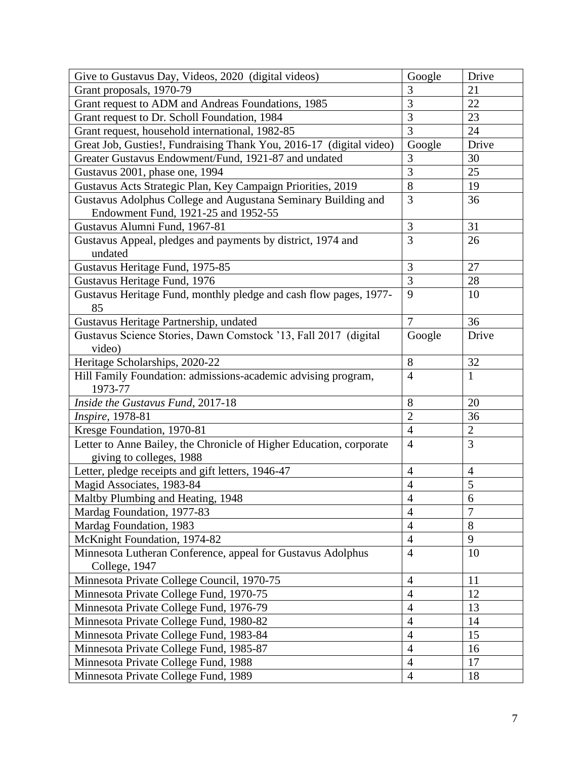| | | |
|---|---|---|
| Give to Gustavus Day, Videos, 2020 (digital videos) | Google | Drive |
| Grant proposals, 1970-79 | 3 | 21 |
| Grant request to ADM and Andreas Foundations, 1985 | 3 | 22 |
| Grant request to Dr. Scholl Foundation, 1984 | 3 | 23 |
| Grant request, household international, 1982-85 | 3 | 24 |
| Great Job, Gusties!, Fundraising Thank You, 2016-17 (digital video) | Google | Drive |
| Greater Gustavus Endowment/Fund, 1921-87 and undated | 3 | 30 |
| Gustavus 2001, phase one, 1994 | 3 | 25 |
| Gustavus Acts Strategic Plan, Key Campaign Priorities, 2019 | 8 | 19 |
| Gustavus Adolphus College and Augustana Seminary Building and Endowment Fund, 1921-25 and 1952-55 | 3 | 36 |
| Gustavus Alumni Fund, 1967-81 | 3 | 31 |
| Gustavus Appeal, pledges and payments by district, 1974 and undated | 3 | 26 |
| Gustavus Heritage Fund, 1975-85 | 3 | 27 |
| Gustavus Heritage Fund, 1976 | 3 | 28 |
| Gustavus Heritage Fund, monthly pledge and cash flow pages, 1977-85 | 9 | 10 |
| Gustavus Heritage Partnership, undated | 7 | 36 |
| Gustavus Science Stories, Dawn Comstock '13, Fall 2017 (digital video) | Google | Drive |
| Heritage Scholarships, 2020-22 | 8 | 32 |
| Hill Family Foundation: admissions-academic advising program, 1973-77 | 4 | 1 |
| *Inside the Gustavus Fund*, 2017-18 | 8 | 20 |
| *Inspire*, 1978-81 | 2 | 36 |
| Kresge Foundation, 1970-81 | 4 | 2 |
| Letter to Anne Bailey, the Chronicle of Higher Education, corporate giving to colleges, 1988 | 4 | 3 |
| Letter, pledge receipts and gift letters, 1946-47 | 4 | 4 |
| Magid Associates, 1983-84 | 4 | 5 |
| Maltby Plumbing and Heating, 1948 | 4 | 6 |
| Mardag Foundation, 1977-83 | 4 | 7 |
| Mardag Foundation, 1983 | 4 | 8 |
| McKnight Foundation, 1974-82 | 4 | 9 |
| Minnesota Lutheran Conference, appeal for Gustavus Adolphus College, 1947 | 4 | 10 |
| Minnesota Private College Council, 1970-75 | 4 | 11 |
| Minnesota Private College Fund, 1970-75 | 4 | 12 |
| Minnesota Private College Fund, 1976-79 | 4 | 13 |
| Minnesota Private College Fund, 1980-82 | 4 | 14 |
| Minnesota Private College Fund, 1983-84 | 4 | 15 |
| Minnesota Private College Fund, 1985-87 | 4 | 16 |
| Minnesota Private College Fund, 1988 | 4 | 17 |
| Minnesota Private College Fund, 1989 | 4 | 18 |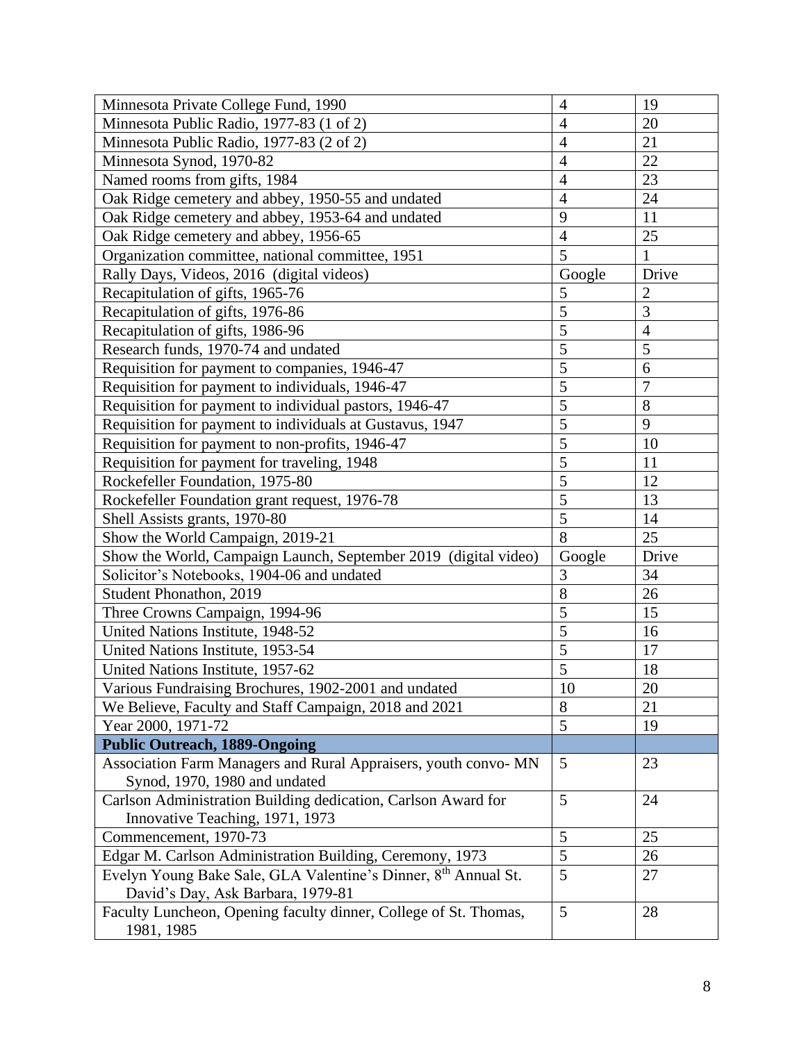| | | |
|---|---|---|
| Minnesota Private College Fund, 1990 | 4 | 19 |
| Minnesota Public Radio, 1977-83 (1 of 2) | 4 | 20 |
| Minnesota Public Radio, 1977-83 (2 of 2) | 4 | 21 |
| Minnesota Synod, 1970-82 | 4 | 22 |
| Named rooms from gifts, 1984 | 4 | 23 |
| Oak Ridge cemetery and abbey, 1950-55 and undated | 4 | 24 |
| Oak Ridge cemetery and abbey, 1953-64 and undated | 9 | 11 |
| Oak Ridge cemetery and abbey, 1956-65 | 4 | 25 |
| Organization committee, national committee, 1951 | 5 | 1 |
| Rally Days, Videos, 2016 (digital videos) | Google | Drive |
| Recapitulation of gifts, 1965-76 | 5 | 2 |
| Recapitulation of gifts, 1976-86 | 5 | 3 |
| Recapitulation of gifts, 1986-96 | 5 | 4 |
| Research funds, 1970-74 and undated | 5 | 5 |
| Requisition for payment to companies, 1946-47 | 5 | 6 |
| Requisition for payment to individuals, 1946-47 | 5 | 7 |
| Requisition for payment to individual pastors, 1946-47 | 5 | 8 |
| Requisition for payment to individuals at Gustavus, 1947 | 5 | 9 |
| Requisition for payment to non-profits, 1946-47 | 5 | 10 |
| Requisition for payment for traveling, 1948 | 5 | 11 |
| Rockefeller Foundation, 1975-80 | 5 | 12 |
| Rockefeller Foundation grant request, 1976-78 | 5 | 13 |
| Shell Assists grants, 1970-80 | 5 | 14 |
| Show the World Campaign, 2019-21 | 8 | 25 |
| Show the World, Campaign Launch, September 2019 (digital video) | Google | Drive |
| Solicitor's Notebooks, 1904-06 and undated | 3 | 34 |
| Student Phonathon, 2019 | 8 | 26 |
| Three Crowns Campaign, 1994-96 | 5 | 15 |
| United Nations Institute, 1948-52 | 5 | 16 |
| United Nations Institute, 1953-54 | 5 | 17 |
| United Nations Institute, 1957-62 | 5 | 18 |
| Various Fundraising Brochures, 1902-2001 and undated | 10 | 20 |
| We Believe, Faculty and Staff Campaign, 2018 and 2021 | 8 | 21 |
| Year 2000, 1971-72 | 5 | 19 |
| **Public Outreach, 1889-Ongoing** | | |
| Association Farm Managers and Rural Appraisers, youth convo- MN Synod, 1970, 1980 and undated | 5 | 23 |
| Carlson Administration Building dedication, Carlson Award for Innovative Teaching, 1971, 1973 | 5 | 24 |
| Commencement, 1970-73 | 5 | 25 |
| Edgar M. Carlson Administration Building, Ceremony, 1973 | 5 | 26 |
| Evelyn Young Bake Sale, GLA Valentine's Dinner, 8th Annual St. David's Day, Ask Barbara, 1979-81 | 5 | 27 |
| Faculty Luncheon, Opening faculty dinner, College of St. Thomas, 1981, 1985 | 5 | 28 |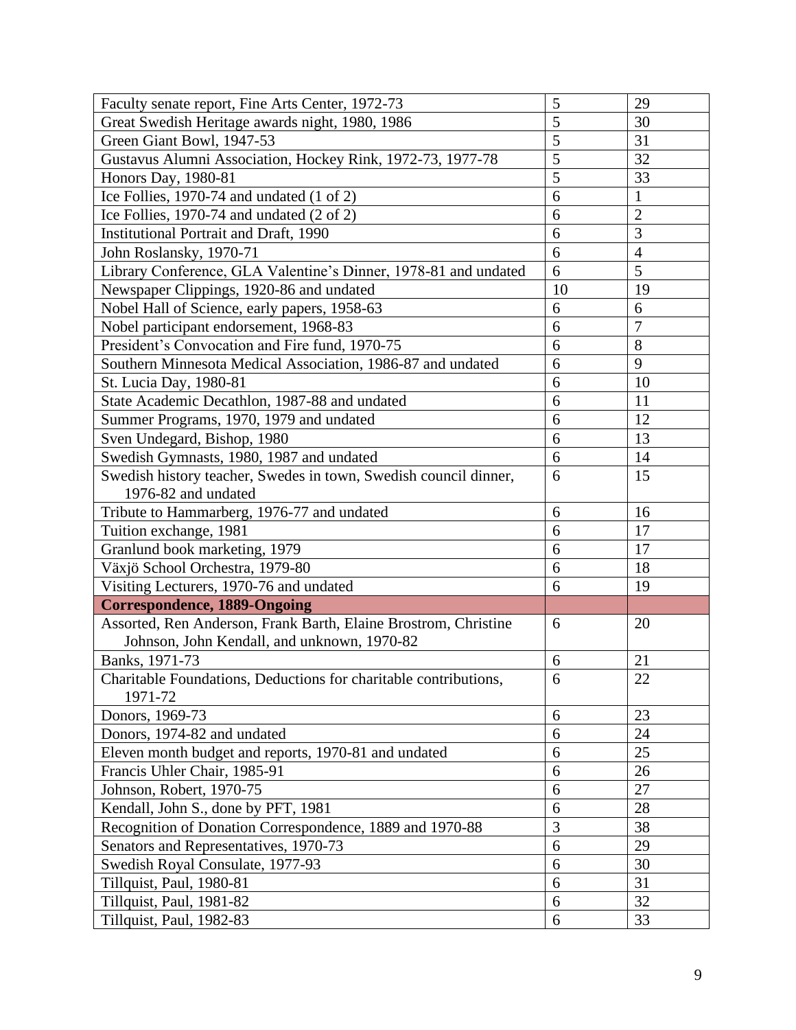| | | |
|---|---|---|
| Faculty senate report, Fine Arts Center, 1972-73 | 5 | 29 |
| Great Swedish Heritage awards night, 1980, 1986 | 5 | 30 |
| Green Giant Bowl, 1947-53 | 5 | 31 |
| Gustavus Alumni Association, Hockey Rink, 1972-73, 1977-78 | 5 | 32 |
| Honors Day, 1980-81 | 5 | 33 |
| Ice Follies, 1970-74 and undated (1 of 2) | 6 | 1 |
| Ice Follies, 1970-74 and undated (2 of 2) | 6 | 2 |
| Institutional Portrait and Draft, 1990 | 6 | 3 |
| John Roslansky, 1970-71 | 6 | 4 |
| Library Conference, GLA Valentine's Dinner, 1978-81 and undated | 6 | 5 |
| Newspaper Clippings, 1920-86 and undated | 10 | 19 |
| Nobel Hall of Science, early papers, 1958-63 | 6 | 6 |
| Nobel participant endorsement, 1968-83 | 6 | 7 |
| President's Convocation and Fire fund, 1970-75 | 6 | 8 |
| Southern Minnesota Medical Association, 1986-87 and undated | 6 | 9 |
| St. Lucia Day, 1980-81 | 6 | 10 |
| State Academic Decathlon, 1987-88 and undated | 6 | 11 |
| Summer Programs, 1970, 1979 and undated | 6 | 12 |
| Sven Undegard, Bishop, 1980 | 6 | 13 |
| Swedish Gymnasts, 1980, 1987 and undated | 6 | 14 |
| Swedish history teacher, Swedes in town, Swedish council dinner, 1976-82 and undated | 6 | 15 |
| Tribute to Hammarberg, 1976-77 and undated | 6 | 16 |
| Tuition exchange, 1981 | 6 | 17 |
| Granlund book marketing, 1979 | 6 | 17 |
| Växjö School Orchestra, 1979-80 | 6 | 18 |
| Visiting Lecturers, 1970-76 and undated | 6 | 19 |
| **Correspondence, 1889-Ongoing** | | |
| Assorted, Ren Anderson, Frank Barth, Elaine Brostrom, Christine Johnson, John Kendall, and unknown, 1970-82 | 6 | 20 |
| Banks, 1971-73 | 6 | 21 |
| Charitable Foundations, Deductions for charitable contributions, 1971-72 | 6 | 22 |
| Donors, 1969-73 | 6 | 23 |
| Donors, 1974-82 and undated | 6 | 24 |
| Eleven month budget and reports, 1970-81 and undated | 6 | 25 |
| Francis Uhler Chair, 1985-91 | 6 | 26 |
| Johnson, Robert, 1970-75 | 6 | 27 |
| Kendall, John S., done by PFT, 1981 | 6 | 28 |
| Recognition of Donation Correspondence, 1889 and 1970-88 | 3 | 38 |
| Senators and Representatives, 1970-73 | 6 | 29 |
| Swedish Royal Consulate, 1977-93 | 6 | 30 |
| Tillquist, Paul, 1980-81 | 6 | 31 |
| Tillquist, Paul, 1981-82 | 6 | 32 |
| Tillquist, Paul, 1982-83 | 6 | 33 |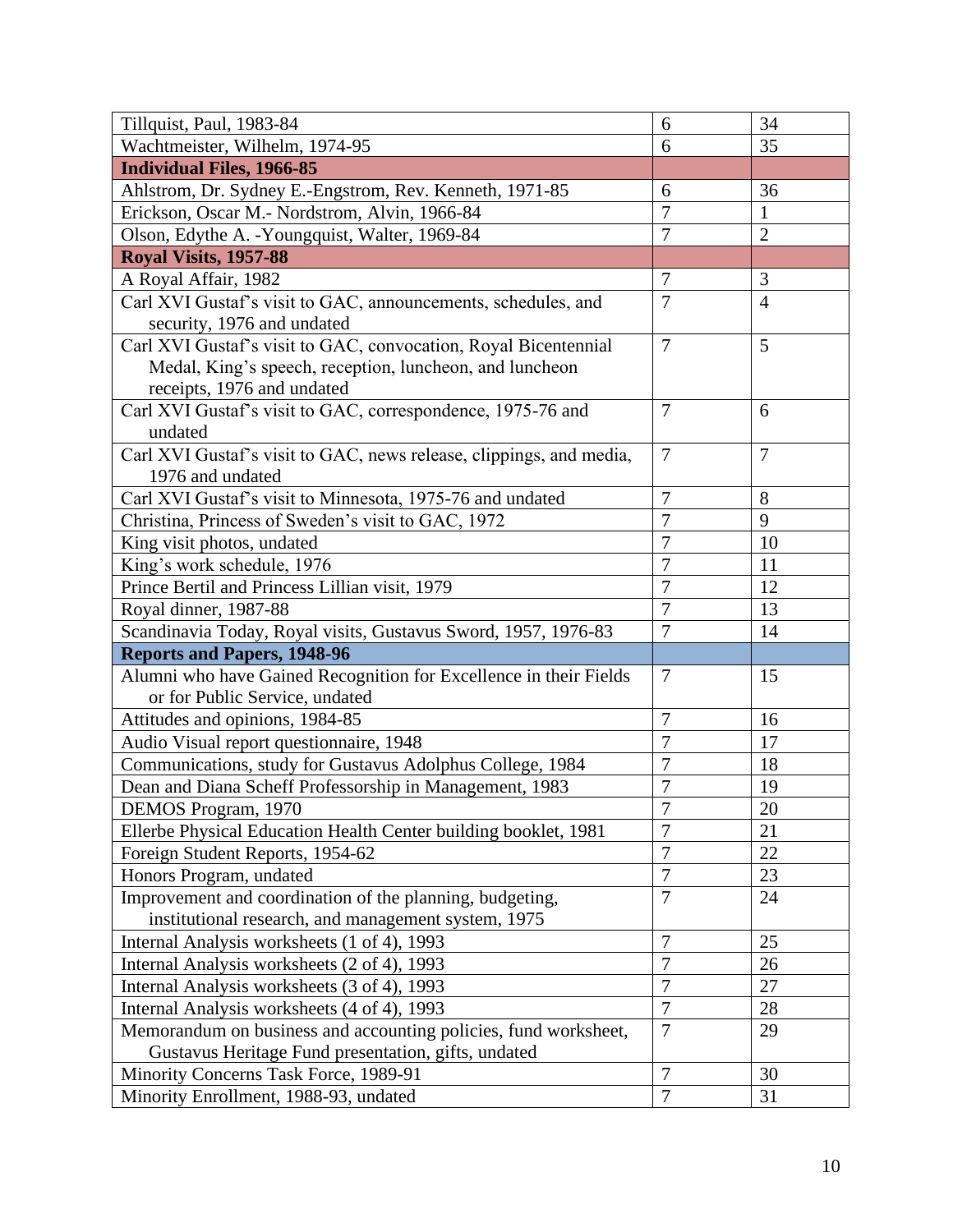| | | |
|---|---|---|
| Tillquist, Paul, 1983-84 | 6 | 34 |
| Wachtmeister, Wilhelm, 1974-95 | 6 | 35 |
| **Individual Files, 1966-85** | | |
| Ahlstrom, Dr. Sydney E.-Engstrom, Rev. Kenneth, 1971-85 | 6 | 36 |
| Erickson, Oscar M.- Nordstrom, Alvin, 1966-84 | 7 | 1 |
| Olson, Edythe A. -Youngquist, Walter, 1969-84 | 7 | 2 |
| **Royal Visits, 1957-88** | | |
| A Royal Affair, 1982 | 7 | 3 |
| Carl XVI Gustaf's visit to GAC, announcements, schedules, and security, 1976 and undated | 7 | 4 |
| Carl XVI Gustaf's visit to GAC, convocation, Royal Bicentennial Medal, King's speech, reception, luncheon, and luncheon receipts, 1976 and undated | 7 | 5 |
| Carl XVI Gustaf's visit to GAC, correspondence, 1975-76 and undated | 7 | 6 |
| Carl XVI Gustaf's visit to GAC, news release, clippings, and media, 1976 and undated | 7 | 7 |
| Carl XVI Gustaf's visit to Minnesota, 1975-76 and undated | 7 | 8 |
| Christina, Princess of Sweden's visit to GAC, 1972 | 7 | 9 |
| King visit photos, undated | 7 | 10 |
| King's work schedule, 1976 | 7 | 11 |
| Prince Bertil and Princess Lillian visit, 1979 | 7 | 12 |
| Royal dinner, 1987-88 | 7 | 13 |
| Scandinavia Today, Royal visits, Gustavus Sword, 1957, 1976-83 | 7 | 14 |
| **Reports and Papers, 1948-96** | | |
| Alumni who have Gained Recognition for Excellence in their Fields or for Public Service, undated | 7 | 15 |
| Attitudes and opinions, 1984-85 | 7 | 16 |
| Audio Visual report questionnaire, 1948 | 7 | 17 |
| Communications, study for Gustavus Adolphus College, 1984 | 7 | 18 |
| Dean and Diana Scheff Professorship in Management, 1983 | 7 | 19 |
| DEMOS Program, 1970 | 7 | 20 |
| Ellerbe Physical Education Health Center building booklet, 1981 | 7 | 21 |
| Foreign Student Reports, 1954-62 | 7 | 22 |
| Honors Program, undated | 7 | 23 |
| Improvement and coordination of the planning, budgeting, institutional research, and management system, 1975 | 7 | 24 |
| Internal Analysis worksheets (1 of 4), 1993 | 7 | 25 |
| Internal Analysis worksheets (2 of 4), 1993 | 7 | 26 |
| Internal Analysis worksheets (3 of 4), 1993 | 7 | 27 |
| Internal Analysis worksheets (4 of 4), 1993 | 7 | 28 |
| Memorandum on business and accounting policies, fund worksheet, Gustavus Heritage Fund presentation, gifts, undated | 7 | 29 |
| Minority Concerns Task Force, 1989-91 | 7 | 30 |
| Minority Enrollment, 1988-93, undated | 7 | 31 |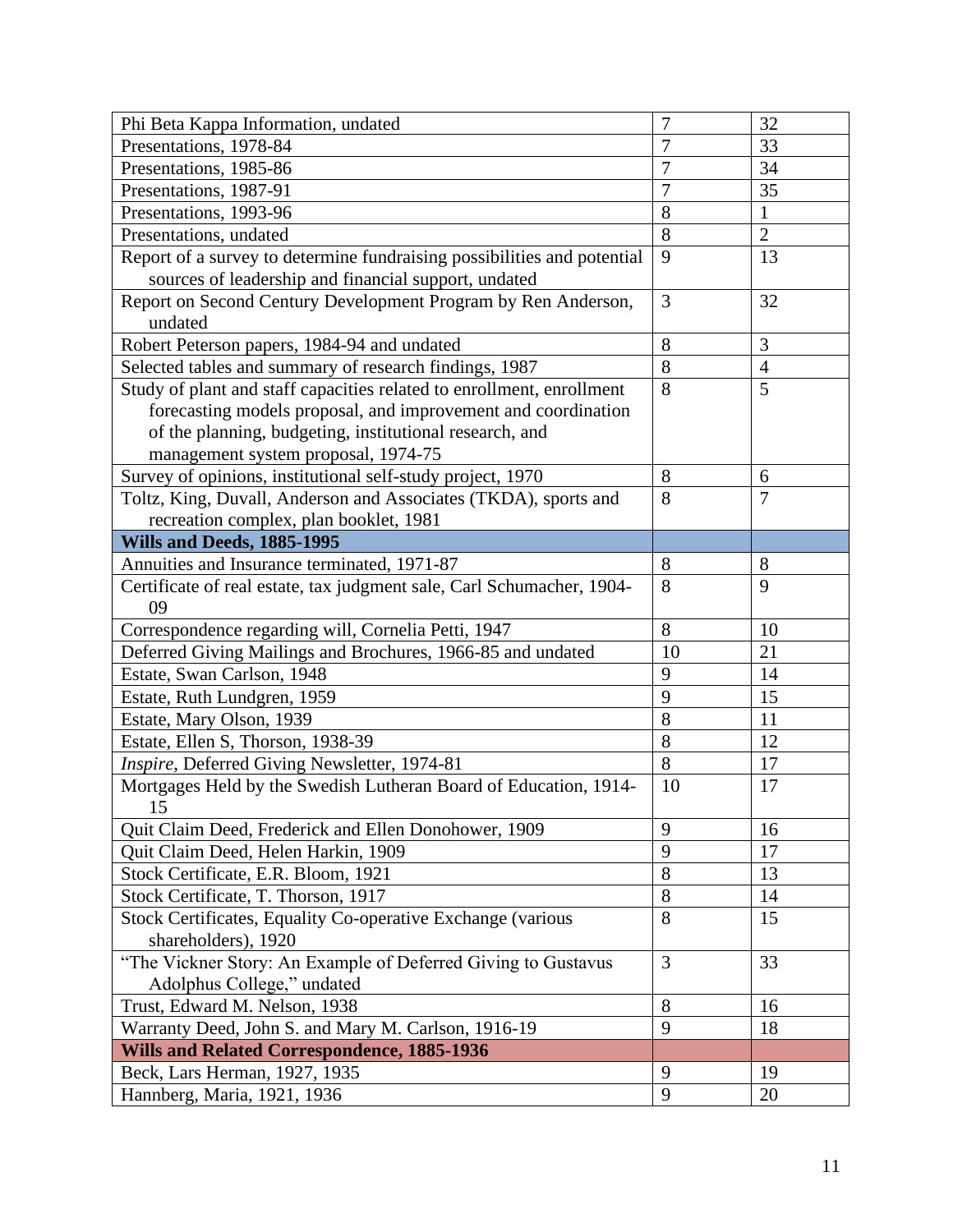| | | |
|---|---|---|
| Phi Beta Kappa Information, undated | 7 | 32 |
| Presentations, 1978-84 | 7 | 33 |
| Presentations, 1985-86 | 7 | 34 |
| Presentations, 1987-91 | 7 | 35 |
| Presentations, 1993-96 | 8 | 1 |
| Presentations, undated | 8 | 2 |
| Report of a survey to determine fundraising possibilities and potential sources of leadership and financial support, undated | 9 | 13 |
| Report on Second Century Development Program by Ren Anderson, undated | 3 | 32 |
| Robert Peterson papers, 1984-94 and undated | 8 | 3 |
| Selected tables and summary of research findings, 1987 | 8 | 4 |
| Study of plant and staff capacities related to enrollment, enrollment forecasting models proposal, and improvement and coordination of the planning, budgeting, institutional research, and management system proposal, 1974-75 | 8 | 5 |
| Survey of opinions, institutional self-study project, 1970 | 8 | 6 |
| Toltz, King, Duvall, Anderson and Associates (TKDA), sports and recreation complex, plan booklet, 1981 | 8 | 7 |
| **Wills and Deeds, 1885-1995** | | |
| Annuities and Insurance terminated, 1971-87 | 8 | 8 |
| Certificate of real estate, tax judgment sale, Carl Schumacher, 1904-09 | 8 | 9 |
| Correspondence regarding will, Cornelia Petti, 1947 | 8 | 10 |
| Deferred Giving Mailings and Brochures, 1966-85 and undated | 10 | 21 |
| Estate, Swan Carlson, 1948 | 9 | 14 |
| Estate, Ruth Lundgren, 1959 | 9 | 15 |
| Estate, Mary Olson, 1939 | 8 | 11 |
| Estate, Ellen S, Thorson, 1938-39 | 8 | 12 |
| *Inspire*, Deferred Giving Newsletter, 1974-81 | 8 | 17 |
| Mortgages Held by the Swedish Lutheran Board of Education, 1914-15 | 10 | 17 |
| Quit Claim Deed, Frederick and Ellen Donohower, 1909 | 9 | 16 |
| Quit Claim Deed, Helen Harkin, 1909 | 9 | 17 |
| Stock Certificate, E.R. Bloom, 1921 | 8 | 13 |
| Stock Certificate, T. Thorson, 1917 | 8 | 14 |
| Stock Certificates, Equality Co-operative Exchange (various shareholders), 1920 | 8 | 15 |
| "The Vickner Story: An Example of Deferred Giving to Gustavus Adolphus College," undated | 3 | 33 |
| Trust, Edward M. Nelson, 1938 | 8 | 16 |
| Warranty Deed, John S. and Mary M. Carlson, 1916-19 | 9 | 18 |
| **Wills and Related Correspondence, 1885-1936** | | |
| Beck, Lars Herman, 1927, 1935 | 9 | 19 |
| Hannberg, Maria, 1921, 1936 | 9 | 20 |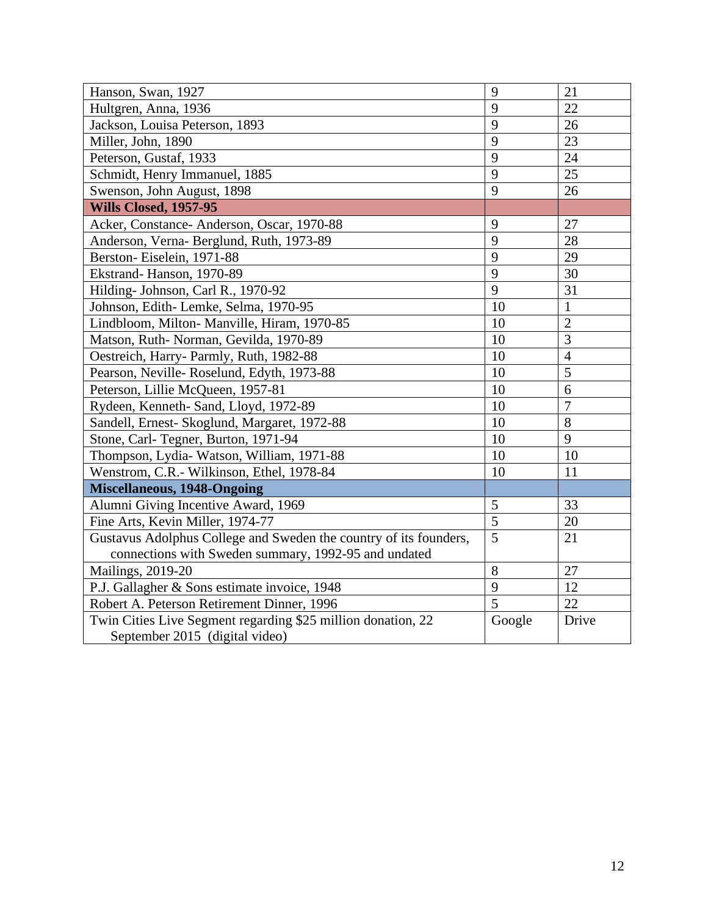| | | |
|---|---|---|
| Hanson, Swan, 1927 | 9 | 21 |
| Hultgren, Anna, 1936 | 9 | 22 |
| Jackson, Louisa Peterson, 1893 | 9 | 26 |
| Miller, John, 1890 | 9 | 23 |
| Peterson, Gustaf, 1933 | 9 | 24 |
| Schmidt, Henry Immanuel, 1885 | 9 | 25 |
| Swenson, John August, 1898 | 9 | 26 |
| **Wills Closed, 1957-95** | | |
| Acker, Constance- Anderson, Oscar, 1970-88 | 9 | 27 |
| Anderson, Verna- Berglund, Ruth, 1973-89 | 9 | 28 |
| Berston- Eiselein, 1971-88 | 9 | 29 |
| Ekstrand- Hanson, 1970-89 | 9 | 30 |
| Hilding- Johnson, Carl R., 1970-92 | 9 | 31 |
| Johnson, Edith- Lemke, Selma, 1970-95 | 10 | 1 |
| Lindbloom, Milton- Manville, Hiram, 1970-85 | 10 | 2 |
| Matson, Ruth- Norman, Gevilda, 1970-89 | 10 | 3 |
| Oestreich, Harry- Parmly, Ruth, 1982-88 | 10 | 4 |
| Pearson, Neville- Roselund, Edyth, 1973-88 | 10 | 5 |
| Peterson, Lillie McQueen, 1957-81 | 10 | 6 |
| Rydeen, Kenneth- Sand, Lloyd, 1972-89 | 10 | 7 |
| Sandell, Ernest- Skoglund, Margaret, 1972-88 | 10 | 8 |
| Stone, Carl- Tegner, Burton, 1971-94 | 10 | 9 |
| Thompson, Lydia- Watson, William, 1971-88 | 10 | 10 |
| Wenstrom, C.R.- Wilkinson, Ethel, 1978-84 | 10 | 11 |
| **Miscellaneous, 1948-Ongoing** | | |
| Alumni Giving Incentive Award, 1969 | 5 | 33 |
| Fine Arts, Kevin Miller, 1974-77 | 5 | 20 |
| Gustavus Adolphus College and Sweden the country of its founders, connections with Sweden summary, 1992-95 and undated | 5 | 21 |
| Mailings, 2019-20 | 8 | 27 |
| P.J. Gallagher & Sons estimate invoice, 1948 | 9 | 12 |
| Robert A. Peterson Retirement Dinner, 1996 | 5 | 22 |
| Twin Cities Live Segment regarding $25 million donation, 22 September 2015 (digital video) | Google | Drive |